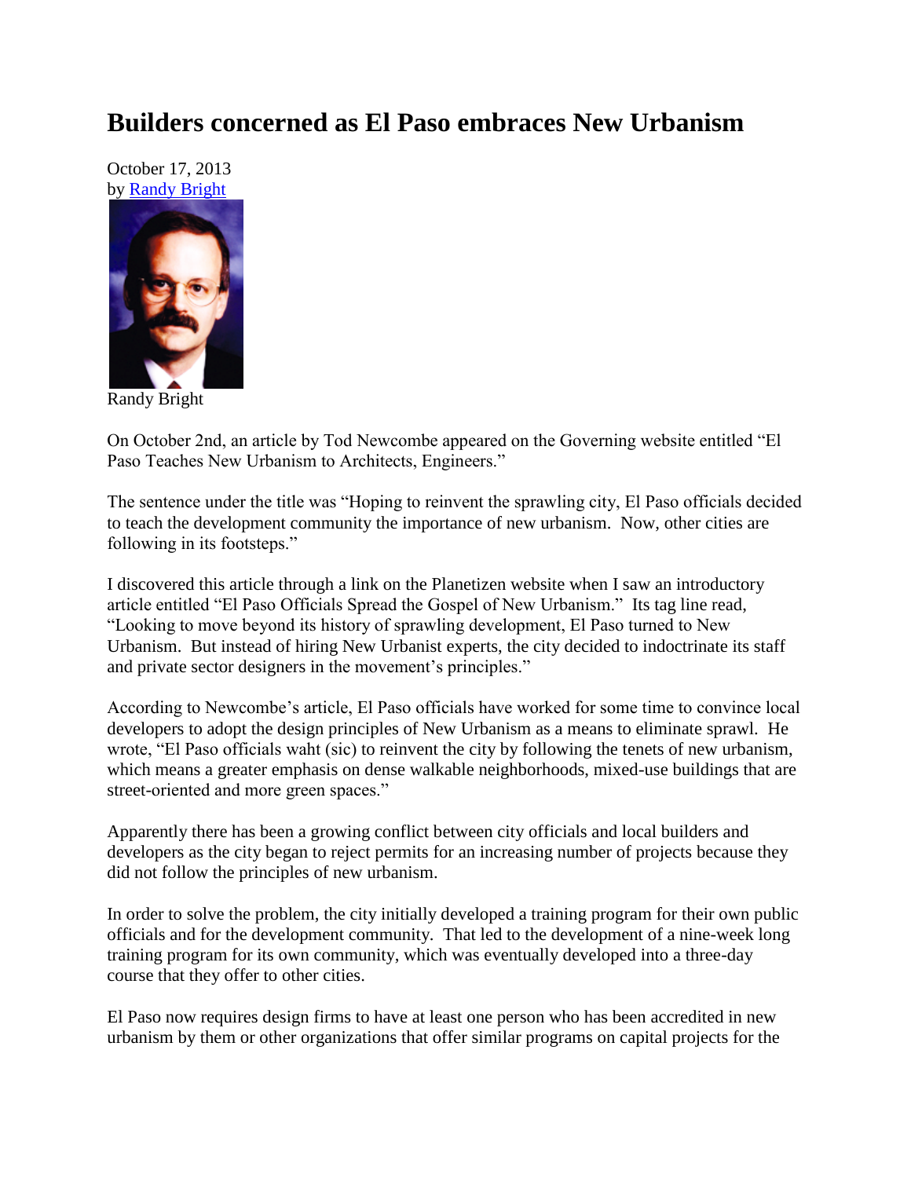# Builders concerned as El Paso embraces New Urbanism

October 17, 2013
by Randy Bright

Randy Bright

On October 2nd, an article by Tod Newcombe appeared on the Governing website entitled "El Paso Teaches New Urbanism to Architects, Engineers."

The sentence under the title was "Hoping to reinvent the sprawling city, El Paso officials decided to teach the development community the importance of new urbanism. Now, other cities are following in its footsteps."

I discovered this article through a link on the Planetizen website when I saw an introductory article entitled "El Paso Officials Spread the Gospel of New Urbanism." Its tag line read, "Looking to move beyond its history of sprawling development, El Paso turned to New Urbanism. But instead of hiring New Urbanist experts, the city decided to indoctrinate its staff and private sector designers in the movement's principles."

According to Newcombe's article, El Paso officials have worked for some time to convince local developers to adopt the design principles of New Urbanism as a means to eliminate sprawl. He wrote, "El Paso officials waht (sic) to reinvent the city by following the tenets of new urbanism, which means a greater emphasis on dense walkable neighborhoods, mixed-use buildings that are street-oriented and more green spaces."

Apparently there has been a growing conflict between city officials and local builders and developers as the city began to reject permits for an increasing number of projects because they did not follow the principles of new urbanism.

In order to solve the problem, the city initially developed a training program for their own public officials and for the development community. That led to the development of a nine-week long training program for its own community, which was eventually developed into a three-day course that they offer to other cities.

El Paso now requires design firms to have at least one person who has been accredited in new urbanism by them or other organizations that offer similar programs on capital projects for the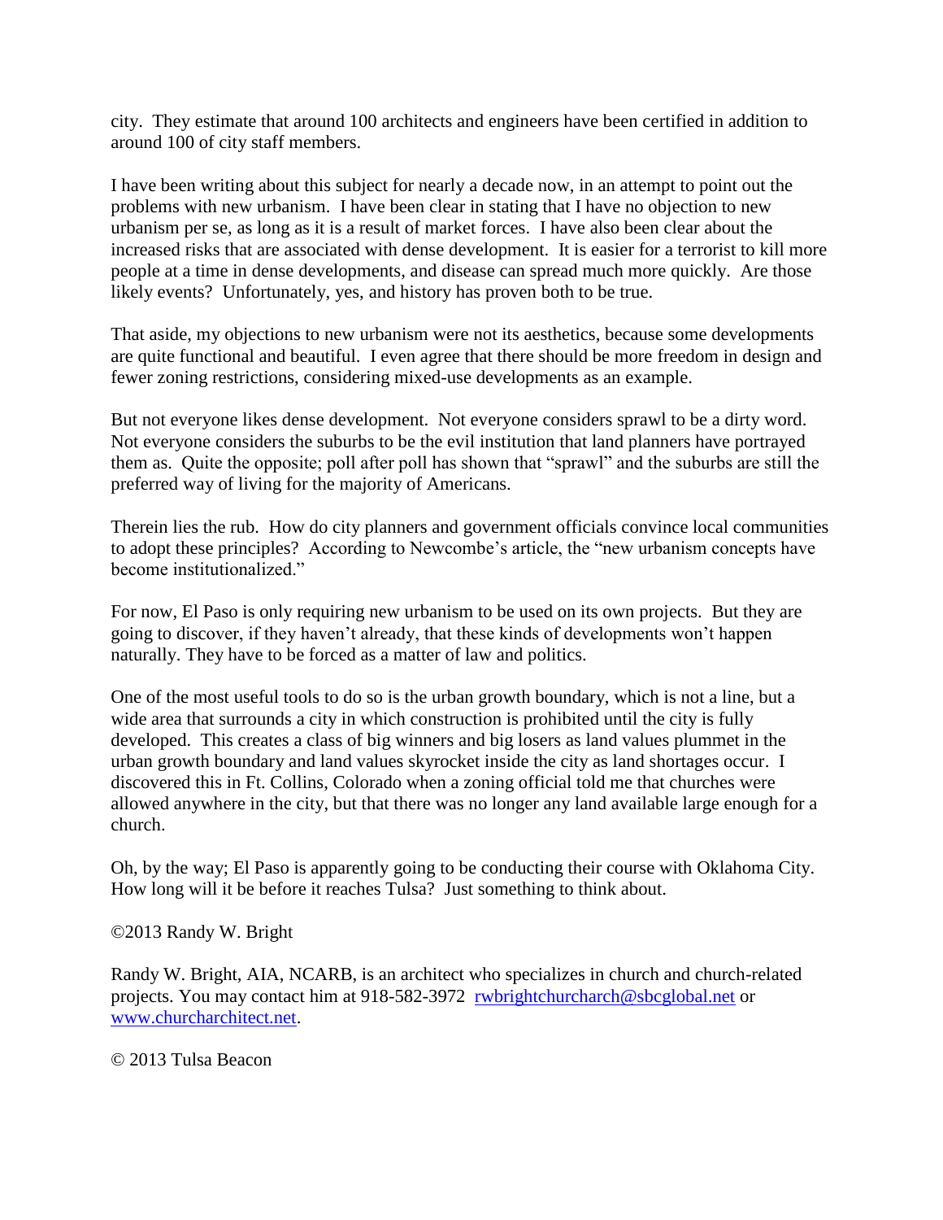city. They estimate that around 100 architects and engineers have been certified in addition to around 100 of city staff members.

I have been writing about this subject for nearly a decade now, in an attempt to point out the problems with new urbanism. I have been clear in stating that I have no objection to new urbanism per se, as long as it is a result of market forces. I have also been clear about the increased risks that are associated with dense development. It is easier for a terrorist to kill more people at a time in dense developments, and disease can spread much more quickly. Are those likely events? Unfortunately, yes, and history has proven both to be true.

That aside, my objections to new urbanism were not its aesthetics, because some developments are quite functional and beautiful. I even agree that there should be more freedom in design and fewer zoning restrictions, considering mixed-use developments as an example.

But not everyone likes dense development. Not everyone considers sprawl to be a dirty word. Not everyone considers the suburbs to be the evil institution that land planners have portrayed them as. Quite the opposite; poll after poll has shown that "sprawl" and the suburbs are still the preferred way of living for the majority of Americans.

Therein lies the rub. How do city planners and government officials convince local communities to adopt these principles? According to Newcombe's article, the "new urbanism concepts have become institutionalized."

For now, El Paso is only requiring new urbanism to be used on its own projects. But they are going to discover, if they haven't already, that these kinds of developments won't happen naturally. They have to be forced as a matter of law and politics.

One of the most useful tools to do so is the urban growth boundary, which is not a line, but a wide area that surrounds a city in which construction is prohibited until the city is fully developed. This creates a class of big winners and big losers as land values plummet in the urban growth boundary and land values skyrocket inside the city as land shortages occur. I discovered this in Ft. Collins, Colorado when a zoning official told me that churches were allowed anywhere in the city, but that there was no longer any land available large enough for a church.

Oh, by the way; El Paso is apparently going to be conducting their course with Oklahoma City. How long will it be before it reaches Tulsa? Just something to think about.

©2013 Randy W. Bright

Randy W. Bright, AIA, NCARB, is an architect who specializes in church and church-related projects. You may contact him at 918-582-3972 [rwbrightchurcharch@sbcglobal.net](mailto:rwbrightchurcharch@sbcglobal.net) or [www.churcharchitect.net](http://www.churcharchitect.net).

© 2013 Tulsa Beacon